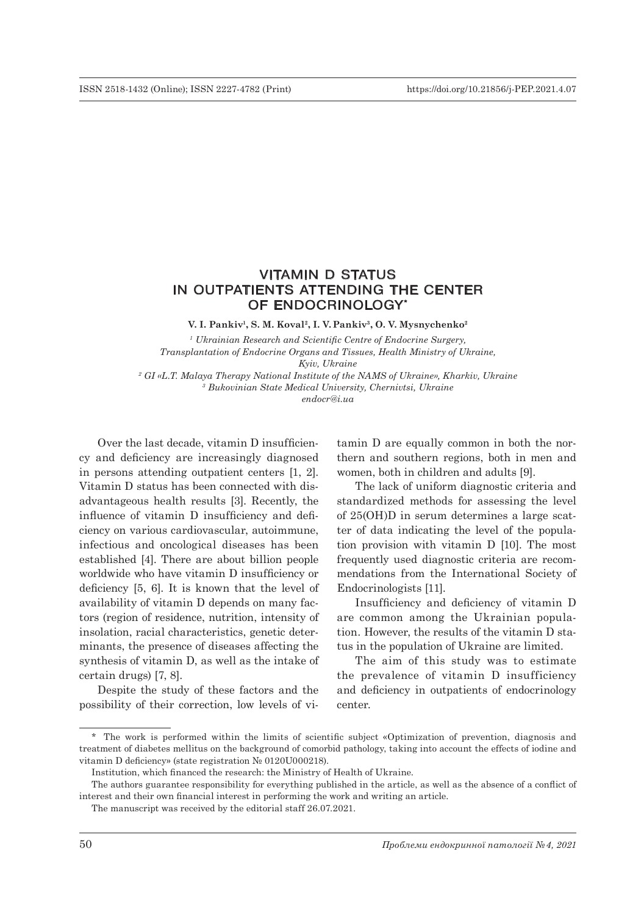# VITAMIN D STATUS IN OUTPATIENTS ATTENDING THE CENTER OF ENDOCRINOLOGY*

**V. I. Pankiv[1], S. M. Koval[2], I. V. Pankiv[3], O. V. Mysnychenko[2]**

*[1] Ukrainian Research and Scientific Centre of Endocrine Surgery, Transplantation of Endocrine Organs and Tissues, Health Ministry of Ukraine, Kyiv, Ukraine*
*[2] GI «L.T. Malaya Therapy National Institute of the NAMS of Ukraine», Kharkiv, Ukraine*
*[3] Bukovinian State Medical University, Chernivtsi, Ukraine*
*endocr@i.ua*

Over the last decade, vitamin D insufficiency and deficiency are increasingly diagnosed in persons attending outpatient centers [1, 2]. Vitamin D status has been connected with disadvantageous health results [3]. Recently, the influence of vitamin D insufficiency and deficiency on various cardiovascular, autoimmune, infectious and oncological diseases has been established [4]. There are about billion people worldwide who have vitamin D insufficiency or deficiency [5, 6]. It is known that the level of availability of vitamin D depends on many factors (region of residence, nutrition, intensity of insolation, racial characteristics, genetic determinants, the presence of diseases affecting the synthesis of vitamin D, as well as the intake of certain drugs) [7, 8].

Despite the study of these factors and the possibility of their correction, low levels of vitamin D are equally common in both the northern and southern regions, both in men and women, both in children and adults [9].

The lack of uniform diagnostic criteria and standardized methods for assessing the level of 25(OH)D in serum determines a large scatter of data indicating the level of the population provision with vitamin D [10]. The most frequently used diagnostic criteria are recommendations from the International Society of Endocrinologists [11].

Insufficiency and deficiency of vitamin D are common among the Ukrainian population. However, the results of the vitamin D status in the population of Ukraine are limited.

The aim of this study was to estimate the prevalence of vitamin D insufficiency and deficiency in outpatients of endocrinology center.

---

\* The work is performed within the limits of scientific subject «Optimization of prevention, diagnosis and treatment of diabetes mellitus on the background of comorbid pathology, taking into account the effects of iodine and vitamin D deficiency» (state registration № 0120U000218).

Institution, which financed the research: the Ministry of Health of Ukraine.

The authors guarantee responsibility for everything published in the article, as well as the absence of a conflict of interest and their own financial interest in performing the work and writing an article.

The manuscript was received by the editorial staff 26.07.2021.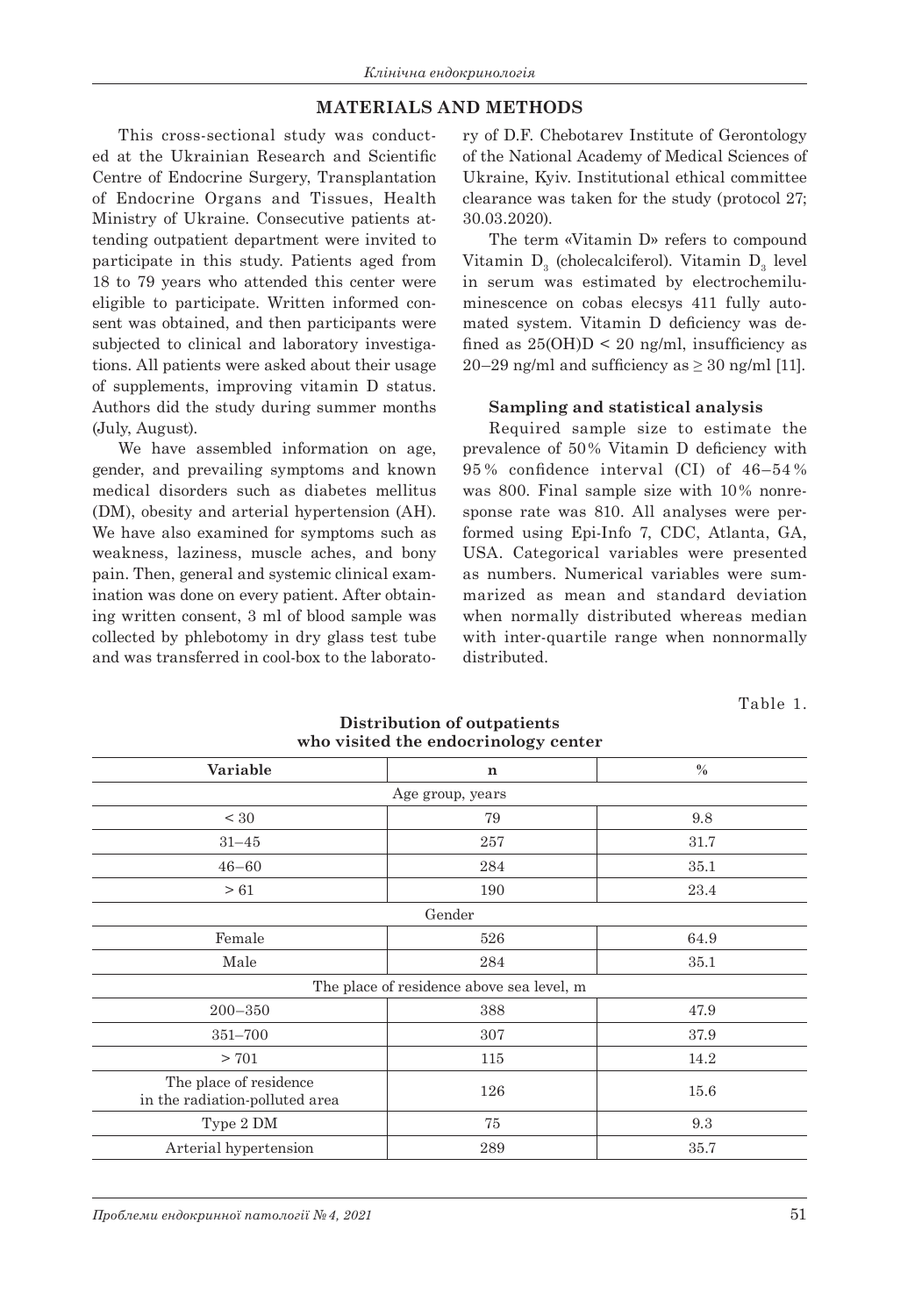## MATERIALS AND METHODS

This cross-sectional study was conducted at the Ukrainian Research and Scientific Centre of Endocrine Surgery, Transplantation of Endocrine Organs and Tissues, Health Ministry of Ukraine. Consecutive patients attending outpatient department were invited to participate in this study. Patients aged from 18 to 79 years who attended this center were eligible to participate. Written informed consent was obtained, and then participants were subjected to clinical and laboratory investigations. All patients were asked about their usage of supplements, improving vitamin D status. Authors did the study during summer months (July, August).

We have assembled information on age, gender, and prevailing symptoms and known medical disorders such as diabetes mellitus (DM), obesity and arterial hypertension (AH). We have also examined for symptoms such as weakness, laziness, muscle aches, and bony pain. Then, general and systemic clinical examination was done on every patient. After obtaining written consent, 3 ml of blood sample was collected by phlebotomy in dry glass test tube and was transferred in cool-box to the laboratory of D.F. Chebotarev Institute of Gerontology of the National Academy of Medical Sciences of Ukraine, Kyiv. Institutional ethical committee clearance was taken for the study (protocol 27; 30.03.2020).

The term «Vitamin D» refers to compound Vitamin $D_3$ (cholecalciferol). Vitamin $D_3$ level in serum was estimated by electrochemiluminescence on cobas elecsys 411 fully automated system. Vitamin D deficiency was defined as 25(OH)D < 20 ng/ml, insufficiency as 20–29 ng/ml and sufficiency as ≥ 30 ng/ml [11].

### Sampling and statistical analysis

Required sample size to estimate the prevalence of 50% Vitamin D deficiency with 95% confidence interval (CI) of 46–54% was 800. Final sample size with 10% nonresponse rate was 810. All analyses were performed using Epi-Info 7, CDC, Atlanta, GA, USA. Categorical variables were presented as numbers. Numerical variables were summarized as mean and standard deviation when normally distributed whereas median with inter-quartile range when nonnormally distributed.

Table 1.

**Distribution of outpatients who visited the endocrinology center**

| Variable | n | % |
|---|---|---|
| Age group, years | | |
| < 30 | 79 | 9.8 |
| 31–45 | 257 | 31.7 |
| 46–60 | 284 | 35.1 |
| > 61 | 190 | 23.4 |
| Gender | | |
| Female | 526 | 64.9 |
| Male | 284 | 35.1 |
| The place of residence above sea level, m | | |
| 200–350 | 388 | 47.9 |
| 351–700 | 307 | 37.9 |
| > 701 | 115 | 14.2 |
| The place of residence in the radiation-polluted area | 126 | 15.6 |
| Type 2 DM | 75 | 9.3 |
| Arterial hypertension | 289 | 35.7 |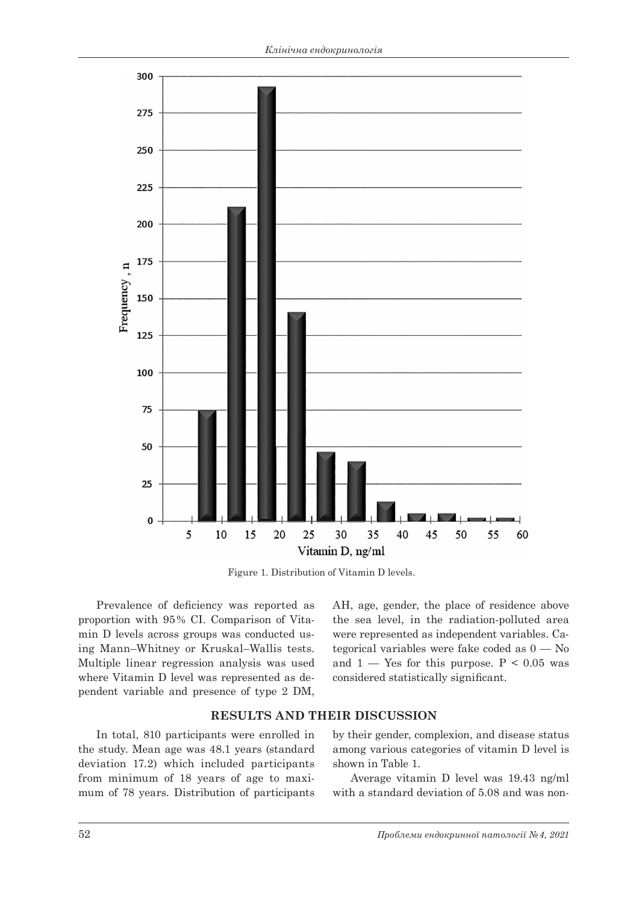Figure 1. Distribution of Vitamin D levels.

Prevalence of deficiency was reported as proportion with 95% CI. Comparison of Vitamin D levels across groups was conducted using Mann–Whitney or Kruskal–Wallis tests. Multiple linear regression analysis was used where Vitamin D level was represented as dependent variable and presence of type 2 DM, AH, age, gender, the place of residence above the sea level, in the radiation-polluted area were represented as independent variables. Categorical variables were fake coded as 0 — No and 1 — Yes for this purpose. $P < 0.05$ was considered statistically significant.

## RESULTS AND THEIR DISCUSSION

In total, 810 participants were enrolled in the study. Mean age was 48.1 years (standard deviation 17.2) which included participants from minimum of 18 years of age to maximum of 78 years. Distribution of participants by their gender, complexion, and disease status among various categories of vitamin D level is shown in Table 1.

Average vitamin D level was 19.43 ng/ml with a standard deviation of 5.08 and was non-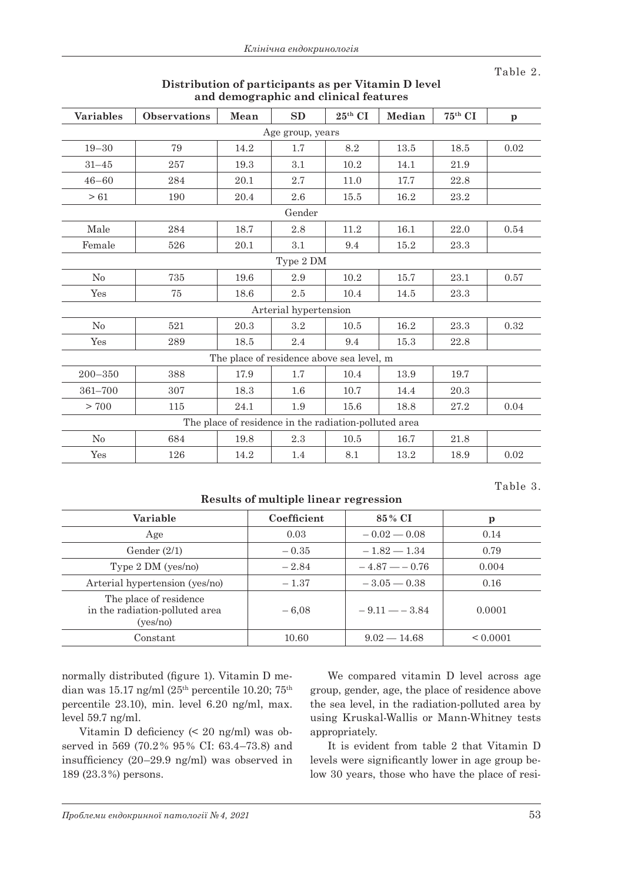Table 2.

**Distribution of participants as per Vitamin D level and demographic and clinical features**

| Variables | Observations | Mean | SD | $25^{th}$ CI | Median | $75^{th}$ CI | p |
|---|---|---|---|---|---|---|---|
| Age group, years | | | | | | | |
| 19–30 | 79 | 14.2 | 1.7 | 8.2 | 13.5 | 18.5 | 0.02 |
| 31–45 | 257 | 19.3 | 3.1 | 10.2 | 14.1 | 21.9 | |
| 46–60 | 284 | 20.1 | 2.7 | 11.0 | 17.7 | 22.8 | |
| > 61 | 190 | 20.4 | 2.6 | 15.5 | 16.2 | 23.2 | |
| Gender | | | | | | | |
| Male | 284 | 18.7 | 2.8 | 11.2 | 16.1 | 22.0 | 0.54 |
| Female | 526 | 20.1 | 3.1 | 9.4 | 15.2 | 23.3 | |
| Type 2 DM | | | | | | | |
| No | 735 | 19.6 | 2.9 | 10.2 | 15.7 | 23.1 | 0.57 |
| Yes | 75 | 18.6 | 2.5 | 10.4 | 14.5 | 23.3 | |
| Arterial hypertension | | | | | | | |
| No | 521 | 20.3 | 3.2 | 10.5 | 16.2 | 23.3 | 0.32 |
| Yes | 289 | 18.5 | 2.4 | 9.4 | 15.3 | 22.8 | |
| The place of residence above sea level, m | | | | | | | |
| 200–350 | 388 | 17.9 | 1.7 | 10.4 | 13.9 | 19.7 | |
| 361–700 | 307 | 18.3 | 1.6 | 10.7 | 14.4 | 20.3 | |
| > 700 | 115 | 24.1 | 1.9 | 15.6 | 18.8 | 27.2 | 0.04 |
| The place of residence in the radiation-polluted area | | | | | | | |
| No | 684 | 19.8 | 2.3 | 10.5 | 16.7 | 21.8 | |
| Yes | 126 | 14.2 | 1.4 | 8.1 | 13.2 | 18.9 | 0.02 |

Table 3.

**Results of multiple linear regression**

| Variable | Coefficient | 85% CI | p |
|---|---|---|---|
| Age | 0.03 | – 0.02 — 0.08 | 0.14 |
| Gender (2/1) | – 0.35 | – 1.82 — 1.34 | 0.79 |
| Type 2 DM (yes/no) | – 2.84 | – 4.87 — – 0.76 | 0.004 |
| Arterial hypertension (yes/no) | – 1.37 | – 3.05 — 0.38 | 0.16 |
| The place of residence in the radiation-polluted area (yes/no) | – 6,08 | – 9.11 — – 3.84 | 0.0001 |
| Constant | 10.60 | 9.02 — 14.68 | < 0.0001 |

normally distributed (figure 1). Vitamin D median was 15.17 ng/ml ($25^{th}$ percentile 10.20; $75^{th}$ percentile 23.10), min. level 6.20 ng/ml, max. level 59.7 ng/ml.

Vitamin D deficiency (< 20 ng/ml) was observed in 569 (70.2% 95% CI: 63.4–73.8) and insufficiency (20–29.9 ng/ml) was observed in 189 (23.3%) persons.

We compared vitamin D level across age group, gender, age, the place of residence above the sea level, in the radiation-polluted area by using Kruskal-Wallis or Mann-Whitney tests appropriately.

It is evident from table 2 that Vitamin D levels were significantly lower in age group below 30 years, those who have the place of resi-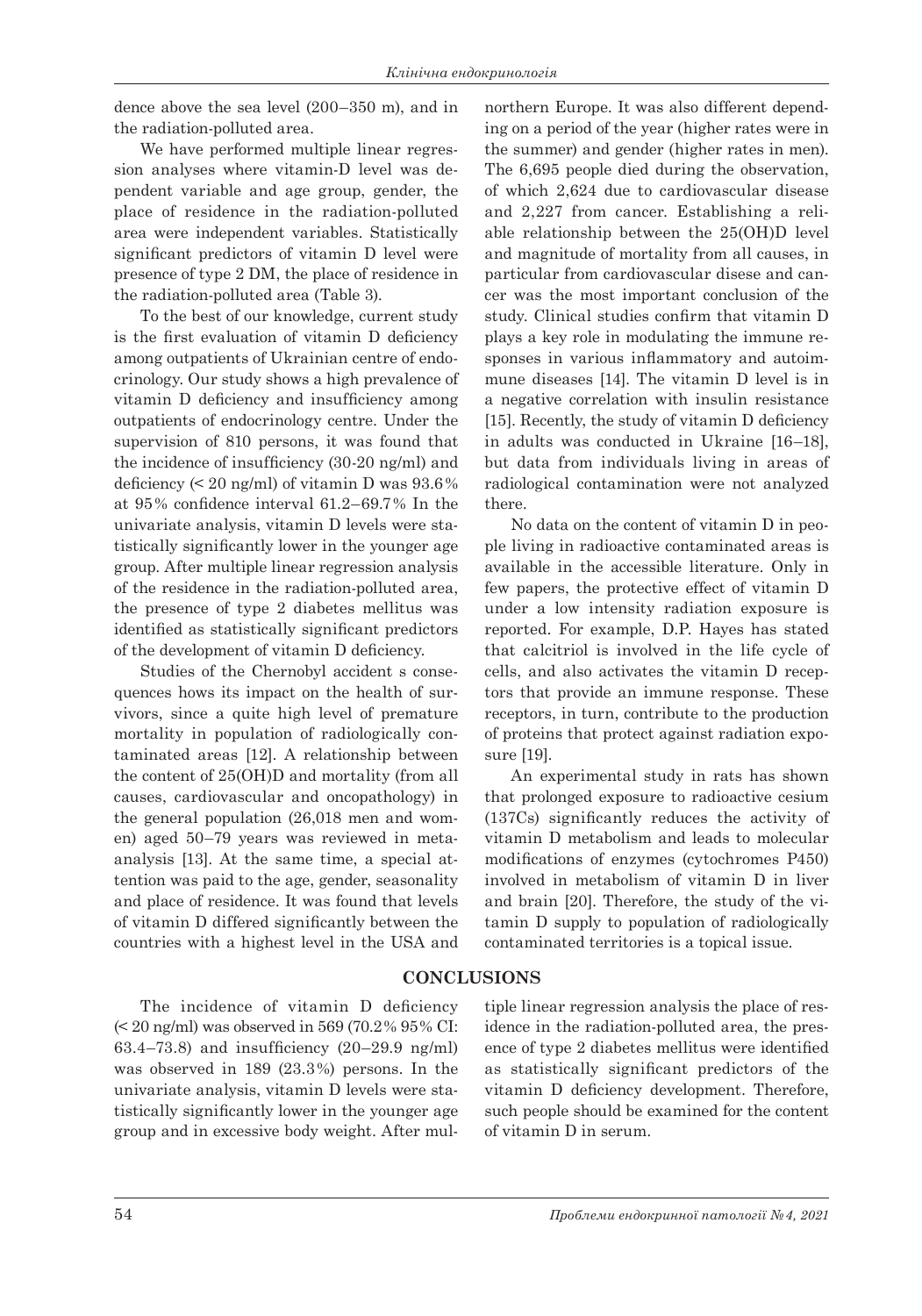dence above the sea level (200–350 m), and in the radiation-polluted area.

We have performed multiple linear regression analyses where vitamin-D level was dependent variable and age group, gender, the place of residence in the radiation-polluted area were independent variables. Statistically significant predictors of vitamin D level were presence of type 2 DM, the place of residence in the radiation-polluted area (Table 3).

To the best of our knowledge, current study is the first evaluation of vitamin D deficiency among outpatients of Ukrainian centre of endocrinology. Our study shows a high prevalence of vitamin D deficiency and insufficiency among outpatients of endocrinology centre. Under the supervision of 810 persons, it was found that the incidence of insufficiency (30-20 ng/ml) and deficiency (< 20 ng/ml) of vitamin D was 93.6% at 95% confidence interval 61.2–69.7% In the univariate analysis, vitamin D levels were statistically significant lower in the younger age group. After multiple linear regression analysis of the residence in the radiation-polluted area, the presence of type 2 diabetes mellitus was identified as statistically significant predictors of the development of vitamin D deficiency.

Studies of the Chernobyl accident s consequences hows its impact on the health of survivors, since a quite high level of premature mortality in population of radiologically contaminated areas [12]. A relationship between the content of 25(OH)D and mortality (from all causes, cardiovascular and oncopathology) in the general population (26,018 men and women) aged 50–79 years was reviewed in meta-analysis [13]. At the same time, a special attention was paid to the age, gender, seasonality and place of residence. It was found that levels of vitamin D differed significantly between the countries with a highest level in the USA and northern Europe. It was also different depending on a period of the year (higher rates were in the summer) and gender (higher rates in men). The 6,695 people died during the observation, of which 2,624 due to cardiovascular disease and 2,227 from cancer. Establishing a reliable relationship between the 25(OH)D level and magnitude of mortality from all causes, in particular from cardiovascular disese and cancer was the most important conclusion of the study. Clinical studies confirm that vitamin D plays a key role in modulating the immune responses in various inflammatory and autoimmune diseases [14]. The vitamin D level is in a negative correlation with insulin resistance [15]. Recently, the study of vitamin D deficiency in adults was conducted in Ukraine [16–18], but data from individuals living in areas of radiological contamination were not analyzed there.

No data on the content of vitamin D in people living in radioactive contaminated areas is available in the accessible literature. Only in few papers, the protective effect of vitamin D under a low intensity radiation exposure is reported. For example, D.P. Hayes has stated that calcitriol is involved in the life cycle of cells, and also activates the vitamin D receptors that provide an immune response. These receptors, in turn, contribute to the production of proteins that protect against radiation exposure [19].

An experimental study in rats has shown that prolonged exposure to radioactive cesium (137Cs) significantly reduces the activity of vitamin D metabolism and leads to molecular modifications of enzymes (cytochromes P450) involved in metabolism of vitamin D in liver and brain [20]. Therefore, the study of the vitamin D supply to population of radiologically contaminated territories is a topical issue.

## CONCLUSIONS

The incidence of vitamin D deficiency (< 20 ng/ml) was observed in 569 (70.2% 95% CI: 63.4–73.8) and insufficiency (20–29.9 ng/ml) was observed in 189 (23.3%) persons. In the univariate analysis, vitamin D levels were statistically significant lower in the younger age group and in excessive body weight. After multiple linear regression analysis the place of residence in the radiation-polluted area, the presence of type 2 diabetes mellitus were identified as statistically significant predictors of the vitamin D deficiency development. Therefore, such people should be examined for the content of vitamin D in serum.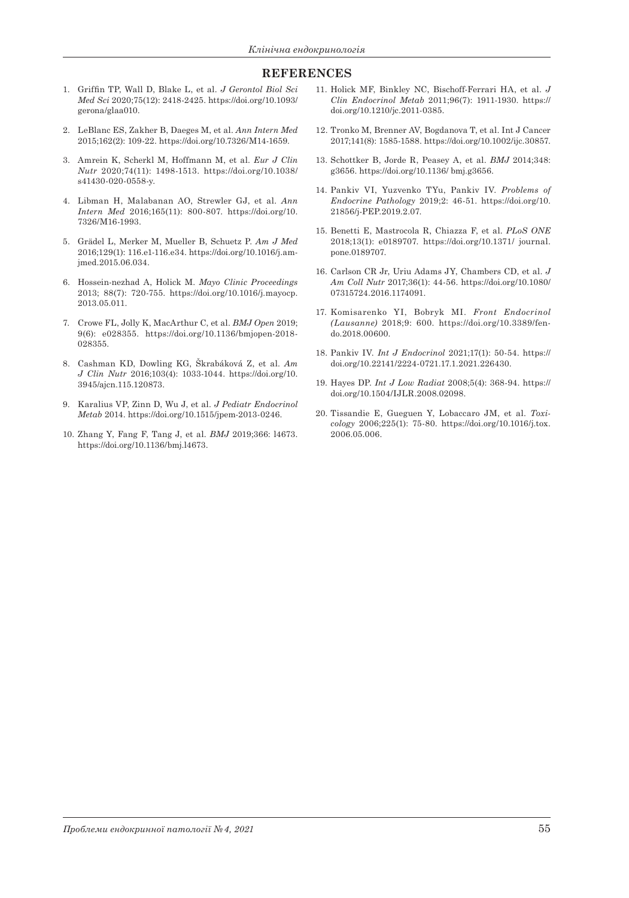## REFERENCES

1. Griffin TP, Wall D, Blake L, et al. *J Gerontol Biol Sci Med Sci* 2020;75(12): 2418-2425. https://doi.org/10.1093/gerona/glaa010.
2. LeBlanc ES, Zakher B, Daeges M, et al. *Ann Intern Med* 2015;162(2): 109-22. https://doi.org/10.7326/M14-1659.
3. Amrein K, Scherkl M, Hoffmann M, et al. *Eur J Clin Nutr* 2020;74(11): 1498-1513. https://doi.org/10.1038/s41430-020-0558-y.
4. Libman H, Malabanan AO, Strewler GJ, et al. *Ann Intern Med* 2016;165(11): 800-807. https://doi.org/10.7326/M16-1993.
5. Grädel L, Merker M, Mueller B, Schuetz P. *Am J Med* 2016;129(1): 116.e1-116.e34. https://doi.org/10.1016/j.amjmed.2015.06.034.
6. Hossein-nezhad A, Holick M. *Mayo Clinic Proceedings* 2013; 88(7): 720-755. https://doi.org/10.1016/j.mayocp.2013.05.011.
7. Crowe FL, Jolly K, MacArthur C, et al. *BMJ Open* 2019; 9(6): e028355. https://doi.org/10.1136/bmjopen-2018-028355.
8. Cashman KD, Dowling KG, Škrabáková Z, et al. *Am J Clin Nutr* 2016;103(4): 1033-1044. https://doi.org/10.3945/ajcn.115.120873.
9. Karalius VP, Zinn D, Wu J, et al. *J Pediatr Endocrinol Metab* 2014. https://doi.org/10.1515/jpem-2013-0246.
10. Zhang Y, Fang F, Tang J, et al. *BMJ* 2019;366: l4673. https://doi.org/10.1136/bmj.l4673.
11. Holick MF, Binkley NC, Bischoff-Ferrari HA, et al. *J Clin Endocrinol Metab* 2011;96(7): 1911-1930. https://doi.org/10.1210/jc.2011-0385.
12. Tronko M, Brenner AV, Bogdanova T, et al. Int J Cancer 2017;141(8): 1585-1588. https://doi.org/10.1002/ijc.30857.
13. Schottker B, Jorde R, Peasey A, et al. *BMJ* 2014;348: g3656. https://doi.org/10.1136/ bmj.g3656.
14. Pankiv VI, Yuzvenko TYu, Pankiv IV. *Problems of Endocrine Pathology* 2019;2: 46-51. https://doi.org/10.21856/j-PEP.2019.2.07.
15. Benetti E, Mastrocola R, Chiazza F, et al. *PLoS ONE* 2018;13(1): e0189707. https://doi.org/10.1371/ journal.pone.0189707.
16. Carlson CR Jr, Uriu Adams JY, Chambers CD, et al. *J Am Coll Nutr* 2017;36(1): 44-56. https://doi.org/10.1080/07315724.2016.1174091.
17. Komisarenko YI, Bobryk MI. *Front Endocrinol (Lausanne)* 2018;9: 600. https://doi.org/10.3389/fendo.2018.00600.
18. Pankiv IV. *Int J Endocrinol* 2021;17(1): 50-54. https://doi.org/10.22141/2224-0721.17.1.2021.226430.
19. Hayes DP. *Int J Low Radiat* 2008;5(4): 368-94. https://doi.org/10.1504/IJLR.2008.02098.
20. Tissandie E, Gueguen Y, Lobaccaro JM, et al. *Toxicology* 2006;225(1): 75-80. https://doi.org/10.1016/j.tox.2006.05.006.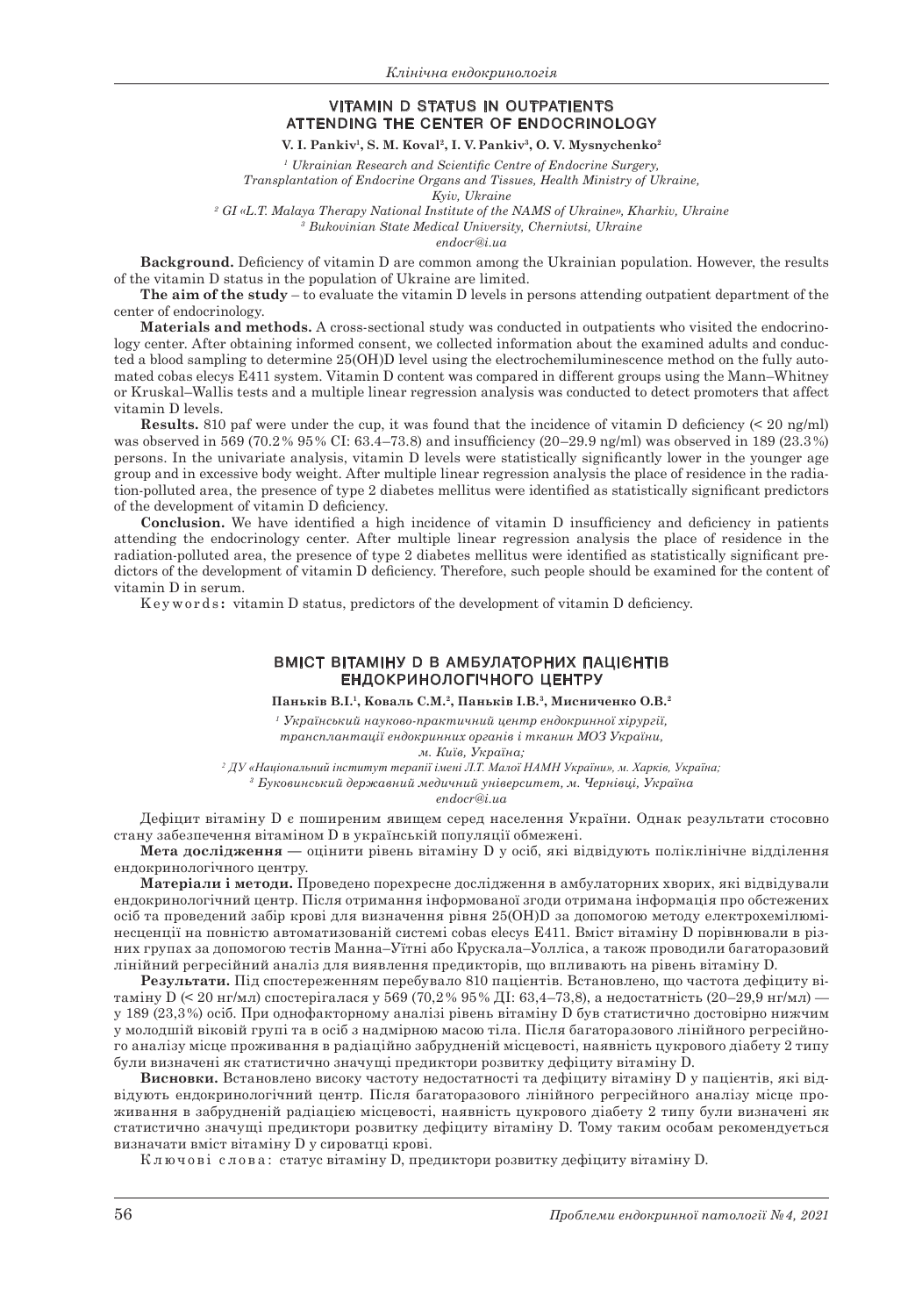## VITAMIN D STATUS IN OUTPATIENTS ATTENDING THE CENTER OF ENDOCRINOLOGY

**V. I. Pankiv[1], S. M. Koval[2], I. V. Pankiv[3], O. V. Mysnychenko[2]**

*[1] Ukrainian Research and Scientific Centre of Endocrine Surgery, Transplantation of Endocrine Organs and Tissues, Health Ministry of Ukraine, Kyiv, Ukraine*
*[2] GI «L.T. Malaya Therapy National Institute of the NAMS of Ukraine», Kharkiv, Ukraine*
*[3] Bukovinian State Medical University, Chernivtsi, Ukraine*
*endocr@i.ua*

**Background.** Deficiency of vitamin D are common among the Ukrainian population. However, the results of the vitamin D status in the population of Ukraine are limited.

**The aim of the study** – to evaluate the vitamin D levels in persons attending outpatient department of the center of endocrinology.

**Materials and methods.** A cross-sectional study was conducted in outpatients who visited the endocrinology center. After obtaining informed consent, we collected information about the examined adults and conducted a blood sampling to determine 25(OH)D level using the electrochemiluminescence method on the fully automated cobas elecys E411 system. Vitamin D content was compared in different groups using the Mann–Whitney or Kruskal–Wallis tests and a multiple linear regression analysis was conducted to detect promoters that affect vitamin D levels.

**Results.** 810 paf were under the cup, it was found that the incidence of vitamin D deficiency (< 20 ng/ml) was observed in 569 (70.2% 95% CI: 63.4–73.8) and insufficiency (20–29.9 ng/ml) was observed in 189 (23.3%) persons. In the univariate analysis, vitamin D levels were statistically significantly lower in the younger age group and in excessive body weight. After multiple linear regression analysis the place of residence in the radiation-polluted area, the presence of type 2 diabetes mellitus were identified as statistically significant predictors of the development of vitamin D deficiency.

**Conclusion.** We have identified a high incidence of vitamin D insufficiency and deficiency in patients attending the endocrinology center. After multiple linear regression analysis the place of residence in the radiation-polluted area, the presence of type 2 diabetes mellitus were identified as statistically significant predictors of the development of vitamin D deficiency. Therefore, such people should be examined for the content of vitamin D in serum.

Keywords: vitamin D status, predictors of the development of vitamin D deficiency.

## ВМІСТ ВІТАМІНУ D В АМБУЛАТОРНИХ ПАЦІЄНТІВ ЕНДОКРИНОЛОГІЧНОГО ЦЕНТРУ

**Паньків В.І.[1], Коваль С.М.[2], Паньків І.В.[3], Мисниченко О.В.[2]**

*[1] Український науково-практичний центр ендокринної хірургії, трансплантації ендокринних органів і тканин МОЗ України, м. Київ, Україна;*
*[2] ДУ «Національний інститут терапії імені Л.Т. Малої НАМН України», м. Харків, Україна;*
*[3] Буковинський державний медичний університет, м. Чернівці, Україна*
*endocr@i.ua*

Дефіцит вітаміну D є поширеним явищем серед населення України. Однак результати стосовно стану забезпечення вітаміном D в українській популяції обмежені.

**Мета дослідження —** оцінити рівень вітаміну D у осіб, які відвідують поліклінічне відділення ендокринологічного центру.

**Матеріали і методи.** Проведено порехресне дослідження в амбулаторних хворих, які відвідували ендокринологічний центр. Після отримання інформованої згоди отримана інформація про обстежених осіб та проведений забір крові для визначення рівня 25(OH)D за допомогою методу електрохемілюмінесценції на повністю автоматизованій системі cobas elecys E411. Вміст вітаміну D порівнювали в різних групах за допомогою тестів Манна–Уітні або Крускала–Уолліса, а також проводили багаторазовий лінійний регресійний аналіз для виявлення предикторів, що впливають на рівень вітаміну D.

**Результати.** Під спостереженням перебувало 810 пацієнтів. Встановлено, що частота дефіциту вітаміну D (< 20 нг/мл) спостерігалася у 569 (70,2% 95% ДІ: 63,4–73,8), а недостатність (20–29,9 нг/мл) — у 189 (23,3%) осіб. При однофакторному аналізі рівень вітаміну D був статистично достовірно нижчим у молодшій віковій групі та в осіб з надмірною масою тіла. Після багаторазового лінійного регресійного аналізу місце проживання в радіаційно забрудненій місцевості, наявність цукрового діабету 2 типу були визначені як статистично значущі предиктори розвитку дефіциту вітаміну D.

**Висновки.** Встановлено високу частоту недостатності та дефіциту вітаміну D у пацієнтів, які відвідують ендокринологічний центр. Після багаторазового лінійного регресійного аналізу місце проживання в забрудненій радіацією місцевості, наявність цукрового діабету 2 типу були визначені як статистично значущі предиктори розвитку дефіциту вітаміну D. Тому таким особам рекомендується визначати вміст вітаміну D у сироватці крові.

Ключові слова: статус вітаміну D, предиктори розвитку дефіциту вітаміну D.